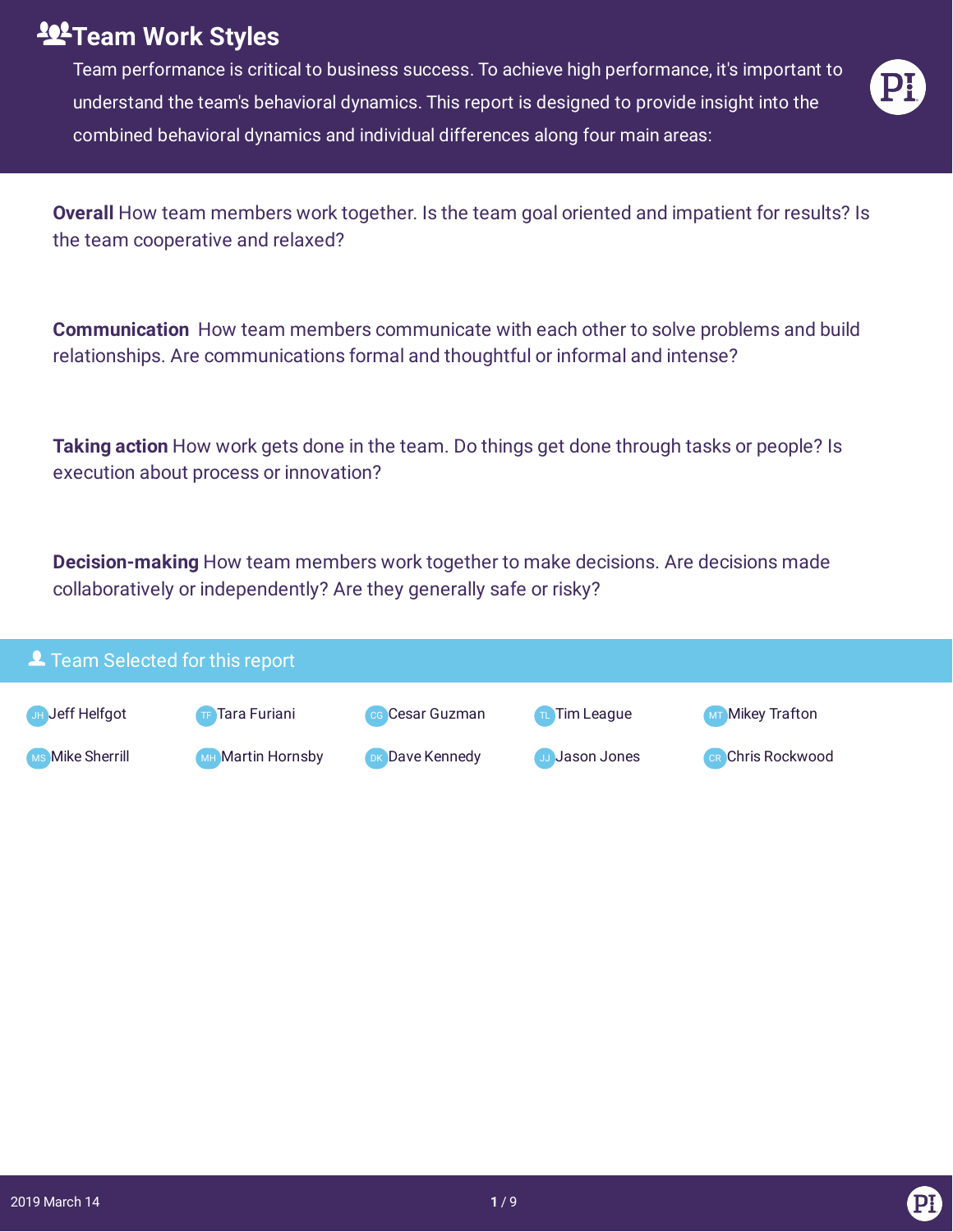# Team Work Styles

Team performance is critical to business success. To achieve high performance, it's important to understand the team's behavioral dynamics. This report is designed to provide insight into the combined behavioral dynamics and individual differences along four main areas:

**Overall** How team members work together. Is the team goal oriented and impatient for results? Is the team cooperative and relaxed?

**Communication** How team members communicate with each other to solve problems and build relationships. Are communications formal and thoughtful or informal and intense?

**Taking action** How work gets done in the team. Do things get done through tasks or people? Is execution about process or innovation?

**Decision-making** How team members work together to make decisions. Are decisions made collaboratively or independently? Are they generally safe or risky?

## Team Selected for this report

- JH Jeff Helfgot
- TF Tara Furiani
- CG Cesar Guzman
- TL Tim League
- MT Mikey Trafton
- MS Mike Sherrill
- MH Martin Hornsby
- DK Dave Kennedy
- JJ Jason Jones
- CR Chris Rockwood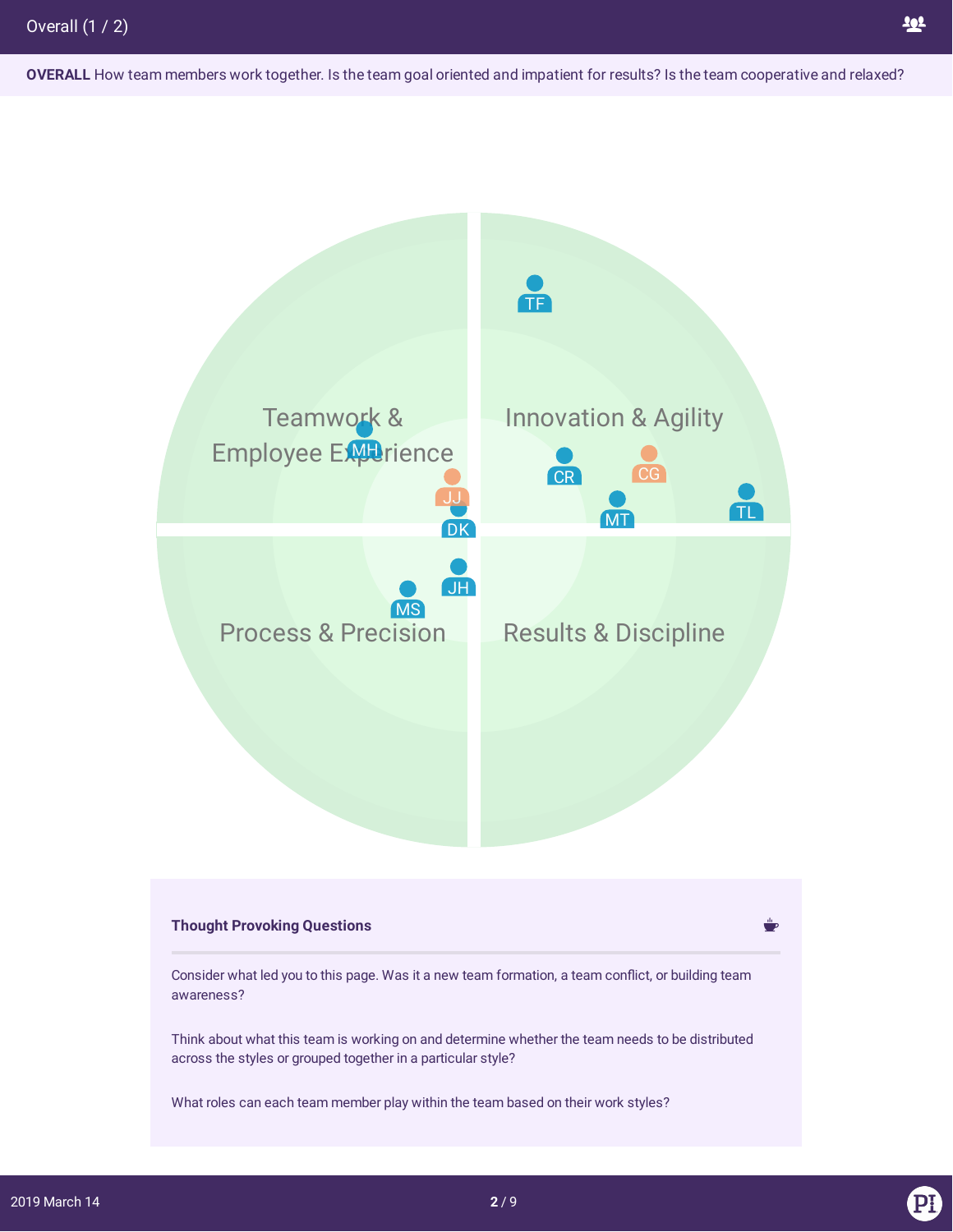# Overall (1 / 2)

**OVERALL** How team members work together. Is the team goal oriented and impatient for results? Is the team cooperative and relaxed?

Teamwork & Employee Experience

Innovation & Agility

Process & Precision

Results & Discipline

TF

MH

JJ

DK

CR

CG

MT

TL

JH

MS

### Thought Provoking Questions

Consider what led you to this page. Was it a new team formation, a team conflict, or building team awareness?

Think about what this team is working on and determine whether the team needs to be distributed across the styles or grouped together in a particular style?

What roles can each team member play within the team based on their work styles?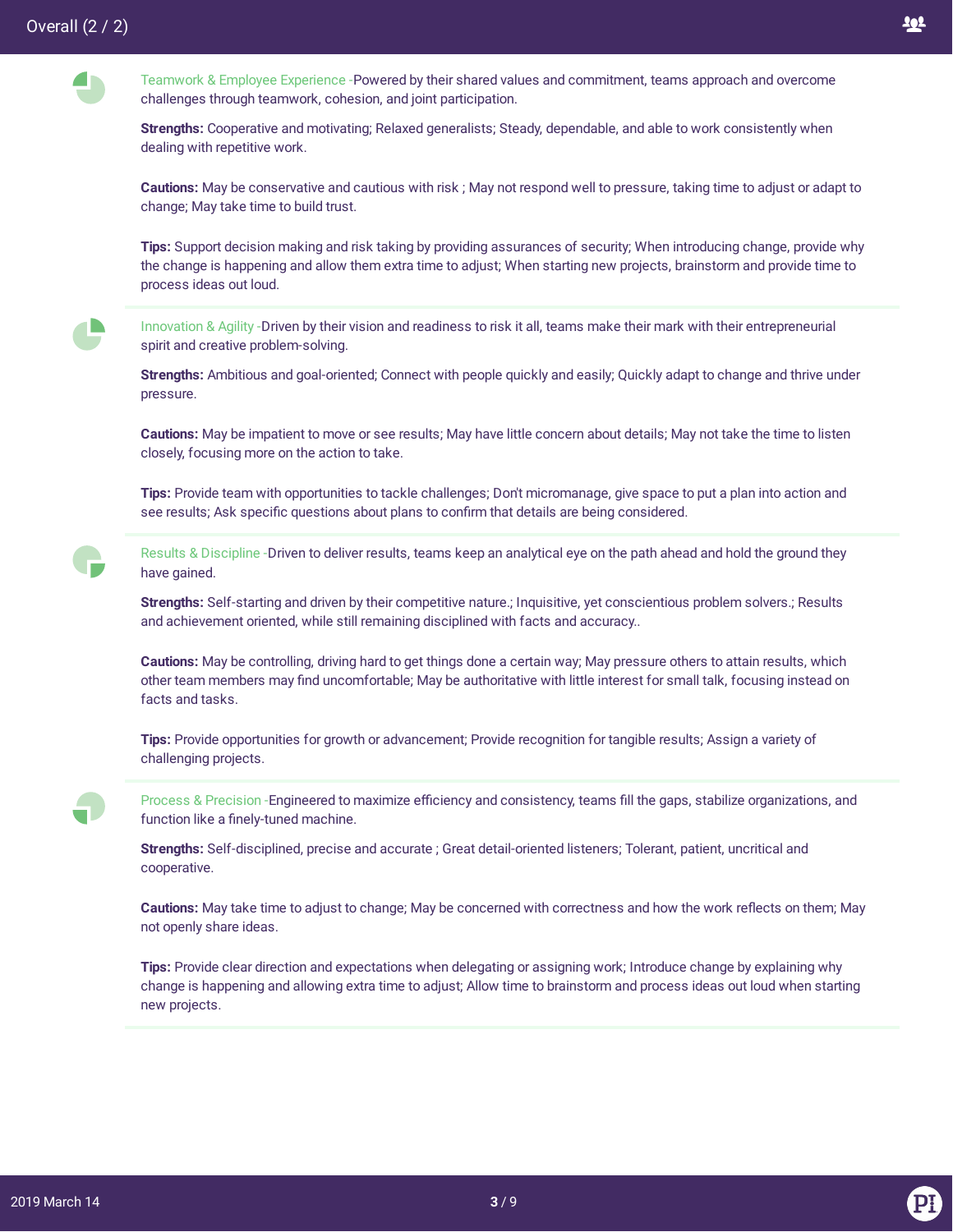## Overall (2 / 2)

Teamwork & Employee Experience - Powered by their shared values and commitment, teams approach and overcome challenges through teamwork, cohesion, and joint participation.

**Strengths:** Cooperative and motivating; Relaxed generalists; Steady, dependable, and able to work consistently when dealing with repetitive work.

**Cautions:** May be conservative and cautious with risk ; May not respond well to pressure, taking time to adjust or adapt to change; May take time to build trust.

**Tips:** Support decision making and risk taking by providing assurances of security; When introducing change, provide why the change is happening and allow them extra time to adjust; When starting new projects, brainstorm and provide time to process ideas out loud.

Innovation & Agility - Driven by their vision and readiness to risk it all, teams make their mark with their entrepreneurial spirit and creative problem-solving.

**Strengths:** Ambitious and goal-oriented; Connect with people quickly and easily; Quickly adapt to change and thrive under pressure.

**Cautions:** May be impatient to move or see results; May have little concern about details; May not take the time to listen closely, focusing more on the action to take.

**Tips:** Provide team with opportunities to tackle challenges; Don't micromanage, give space to put a plan into action and see results; Ask specific questions about plans to confirm that details are being considered.

Results & Discipline - Driven to deliver results, teams keep an analytical eye on the path ahead and hold the ground they have gained.

**Strengths:** Self-starting and driven by their competitive nature.; Inquisitive, yet conscientious problem solvers.; Results and achievement oriented, while still remaining disciplined with facts and accuracy..

**Cautions:** May be controlling, driving hard to get things done a certain way; May pressure others to attain results, which other team members may find uncomfortable; May be authoritative with little interest for small talk, focusing instead on facts and tasks.

**Tips:** Provide opportunities for growth or advancement; Provide recognition for tangible results; Assign a variety of challenging projects.

Process & Precision - Engineered to maximize efficiency and consistency, teams fill the gaps, stabilize organizations, and function like a finely-tuned machine.

**Strengths:** Self-disciplined, precise and accurate ; Great detail-oriented listeners; Tolerant, patient, uncritical and cooperative.

**Cautions:** May take time to adjust to change; May be concerned with correctness and how the work reflects on them; May not openly share ideas.

**Tips:** Provide clear direction and expectations when delegating or assigning work; Introduce change by explaining why change is happening and allowing extra time to adjust; Allow time to brainstorm and process ideas out loud when starting new projects.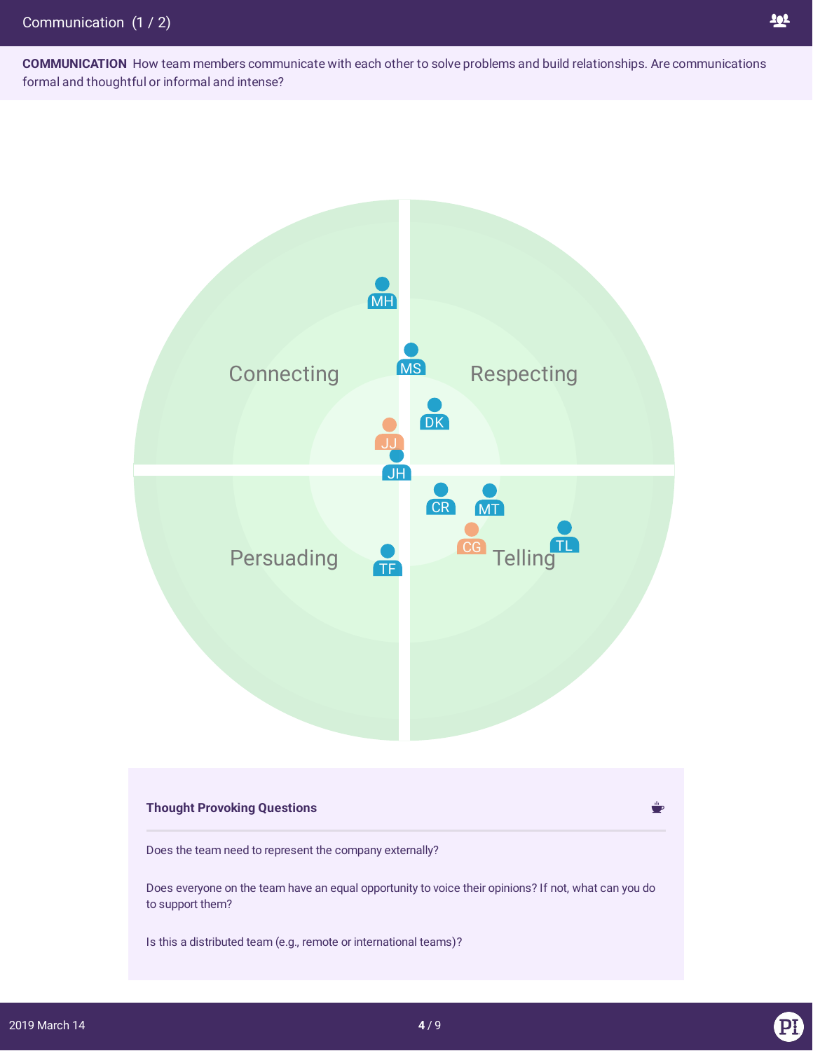# Communication (1 / 2)

**COMMUNICATION** How team members communicate with each other to solve problems and build relationships. Are communications formal and thoughtful or informal and intense?

Connecting

Respecting

Persuading

Telling

MH
MS
DK
JJ
JH
CR
MT
CG
TL
TF

### Thought Provoking Questions

Does the team need to represent the company externally?

Does everyone on the team have an equal opportunity to voice their opinions? If not, what can you do to support them?

Is this a distributed team (e.g., remote or international teams)?

2019 March 14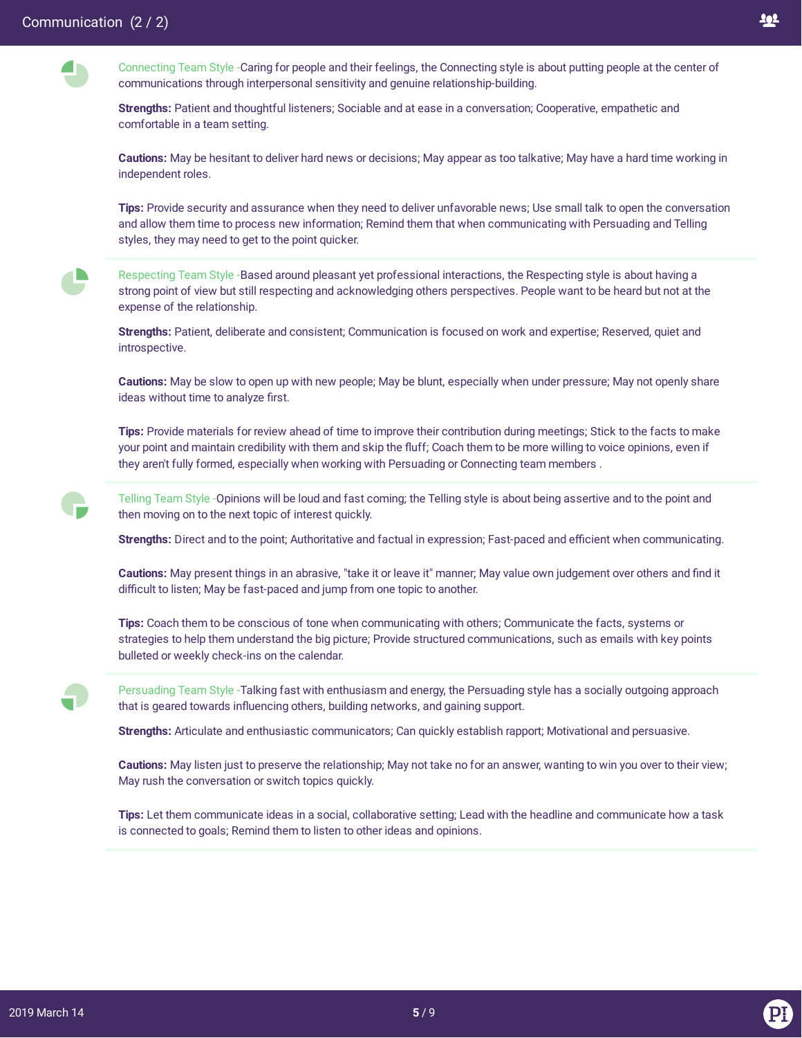## Communication (2 / 2)

**Connecting Team Style** - Caring for people and their feelings, the Connecting style is about putting people at the center of communications through interpersonal sensitivity and genuine relationship-building.

**Strengths:** Patient and thoughtful listeners; Sociable and at ease in a conversation; Cooperative, empathetic and comfortable in a team setting.

**Cautions:** May be hesitant to deliver hard news or decisions; May appear as too talkative; May have a hard time working in independent roles.

**Tips:** Provide security and assurance when they need to deliver unfavorable news; Use small talk to open the conversation and allow them time to process new information; Remind them that when communicating with Persuading and Telling styles, they may need to get to the point quicker.

**Respecting Team Style** - Based around pleasant yet professional interactions, the Respecting style is about having a strong point of view but still respecting and acknowledging others perspectives. People want to be heard but not at the expense of the relationship.

**Strengths:** Patient, deliberate and consistent; Communication is focused on work and expertise; Reserved, quiet and introspective.

**Cautions:** May be slow to open up with new people; May be blunt, especially when under pressure; May not openly share ideas without time to analyze first.

**Tips:** Provide materials for review ahead of time to improve their contribution during meetings; Stick to the facts to make your point and maintain credibility with them and skip the fluff; Coach them to be more willing to voice opinions, even if they aren't fully formed, especially when working with Persuading or Connecting team members .

**Telling Team Style** - Opinions will be loud and fast coming; the Telling style is about being assertive and to the point and then moving on to the next topic of interest quickly.

**Strengths:** Direct and to the point; Authoritative and factual in expression; Fast-paced and efficient when communicating.

**Cautions:** May present things in an abrasive, "take it or leave it" manner; May value own judgement over others and find it difficult to listen; May be fast-paced and jump from one topic to another.

**Tips:** Coach them to be conscious of tone when communicating with others; Communicate the facts, systems or strategies to help them understand the big picture; Provide structured communications, such as emails with key points bulleted or weekly check-ins on the calendar.

**Persuading Team Style** - Talking fast with enthusiasm and energy, the Persuading style has a socially outgoing approach that is geared towards influencing others, building networks, and gaining support.

**Strengths:** Articulate and enthusiastic communicators; Can quickly establish rapport; Motivational and persuasive.

**Cautions:** May listen just to preserve the relationship; May not take no for an answer, wanting to win you over to their view; May rush the conversation or switch topics quickly.

**Tips:** Let them communicate ideas in a social, collaborative setting; Lead with the headline and communicate how a task is connected to goals; Remind them to listen to other ideas and opinions.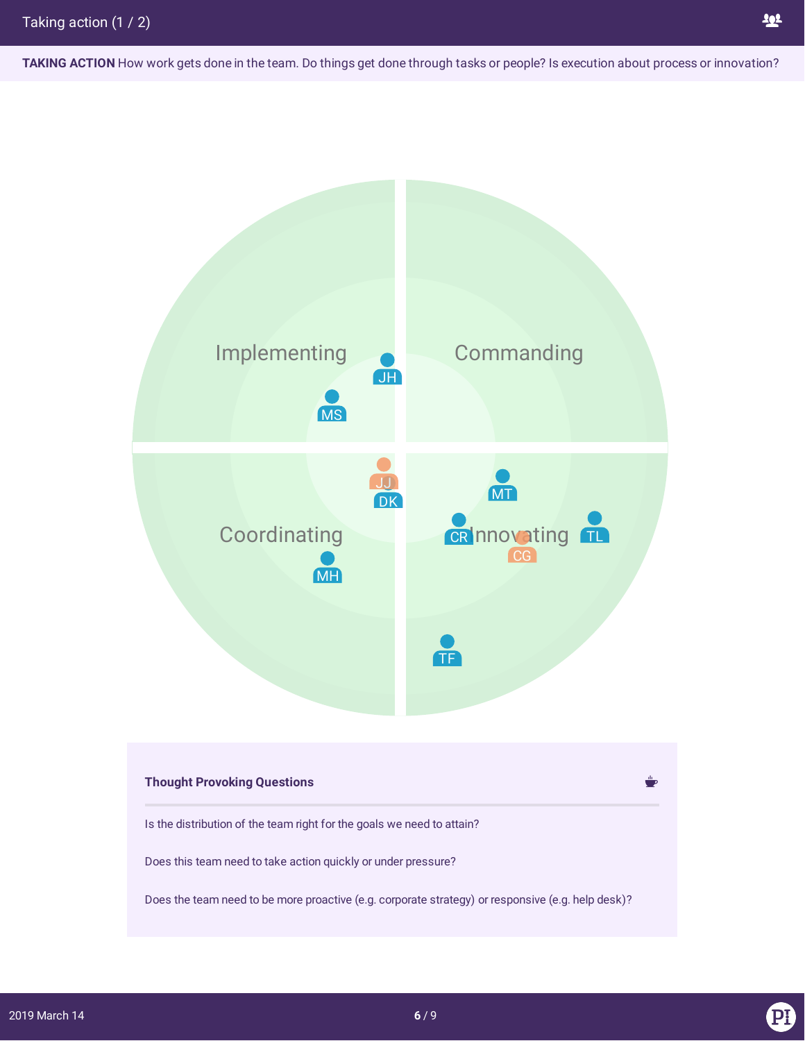# Taking action (1 / 2)

**TAKING ACTION** How work gets done in the team. Do things get done through tasks or people? Is execution about process or innovation?

Implementing

Commanding

Coordinating

Innovating

JH

MS

JJ

DK

MT

CR

TL

CG

MH

TF

### Thought Provoking Questions

Is the distribution of the team right for the goals we need to attain?

Does this team need to take action quickly or under pressure?

Does the team need to be more proactive (e.g. corporate strategy) or responsive (e.g. help desk)?

2019 March 14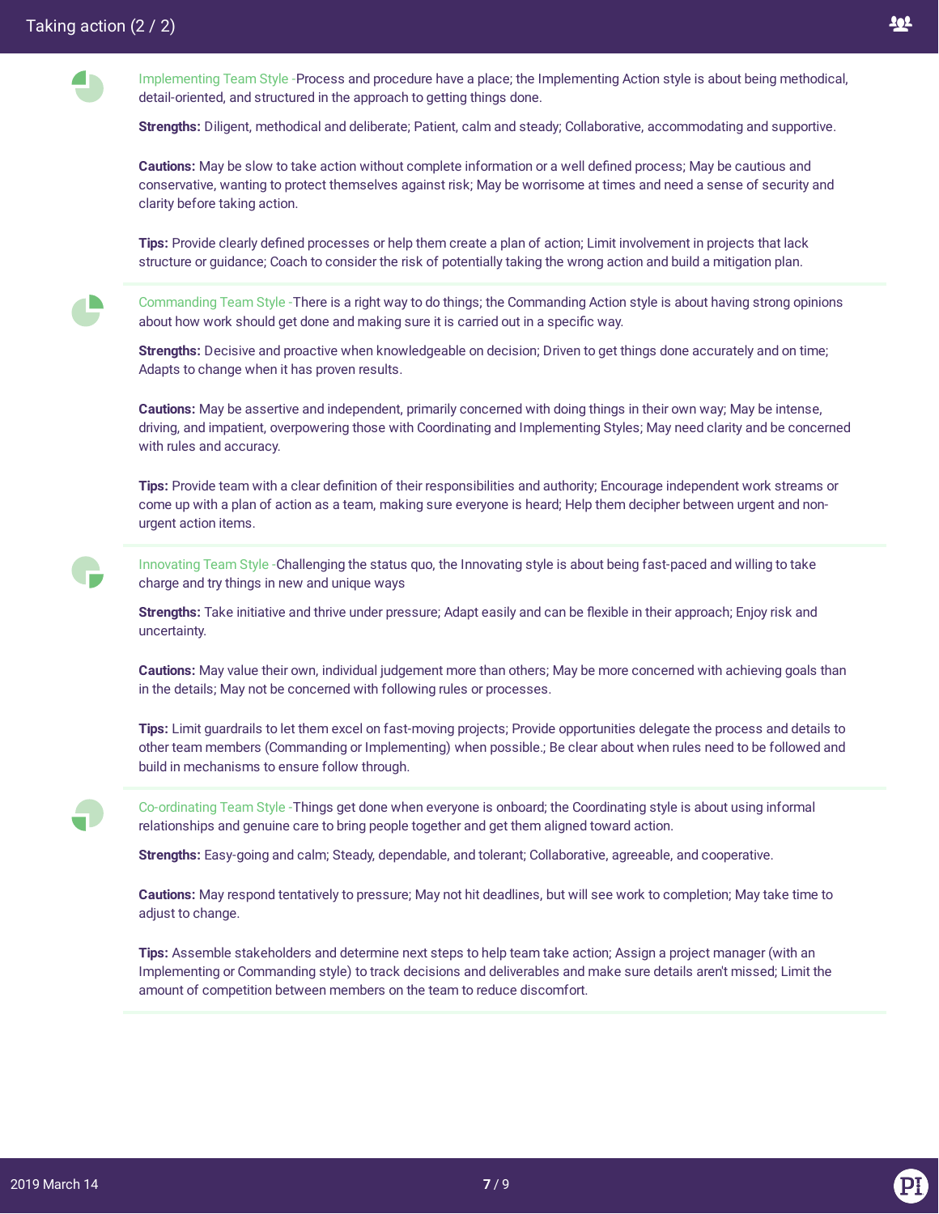# Taking action (2 / 2)

**Implementing Team Style** - Process and procedure have a place; the Implementing Action style is about being methodical, detail-oriented, and structured in the approach to getting things done.

**Strengths:** Diligent, methodical and deliberate; Patient, calm and steady; Collaborative, accommodating and supportive.

**Cautions:** May be slow to take action without complete information or a well defined process; May be cautious and conservative, wanting to protect themselves against risk; May be worrisome at times and need a sense of security and clarity before taking action.

**Tips:** Provide clearly defined processes or help them create a plan of action; Limit involvement in projects that lack structure or guidance; Coach to consider the risk of potentially taking the wrong action and build a mitigation plan.

---

**Commanding Team Style** - There is a right way to do things; the Commanding Action style is about having strong opinions about how work should get done and making sure it is carried out in a specific way.

**Strengths:** Decisive and proactive when knowledgeable on decision; Driven to get things done accurately and on time; Adapts to change when it has proven results.

**Cautions:** May be assertive and independent, primarily concerned with doing things in their own way; May be intense, driving, and impatient, overpowering those with Coordinating and Implementing Styles; May need clarity and be concerned with rules and accuracy.

**Tips:** Provide team with a clear definition of their responsibilities and authority; Encourage independent work streams or come up with a plan of action as a team, making sure everyone is heard; Help them decipher between urgent and non-urgent action items.

---

**Innovating Team Style** - Challenging the status quo, the Innovating style is about being fast-paced and willing to take charge and try things in new and unique ways

**Strengths:** Take initiative and thrive under pressure; Adapt easily and can be flexible in their approach; Enjoy risk and uncertainty.

**Cautions:** May value their own, individual judgement more than others; May be more concerned with achieving goals than in the details; May not be concerned with following rules or processes.

**Tips:** Limit guardrails to let them excel on fast-moving projects; Provide opportunities delegate the process and details to other team members (Commanding or Implementing) when possible.; Be clear about when rules need to be followed and build in mechanisms to ensure follow through.

---

**Co-ordinating Team Style** - Things get done when everyone is onboard; the Coordinating style is about using informal relationships and genuine care to bring people together and get them aligned toward action.

**Strengths:** Easy-going and calm; Steady, dependable, and tolerant; Collaborative, agreeable, and cooperative.

**Cautions:** May respond tentatively to pressure; May not hit deadlines, but will see work to completion; May take time to adjust to change.

**Tips:** Assemble stakeholders and determine next steps to help team take action; Assign a project manager (with an Implementing or Commanding style) to track decisions and deliverables and make sure details aren't missed; Limit the amount of competition between members on the team to reduce discomfort.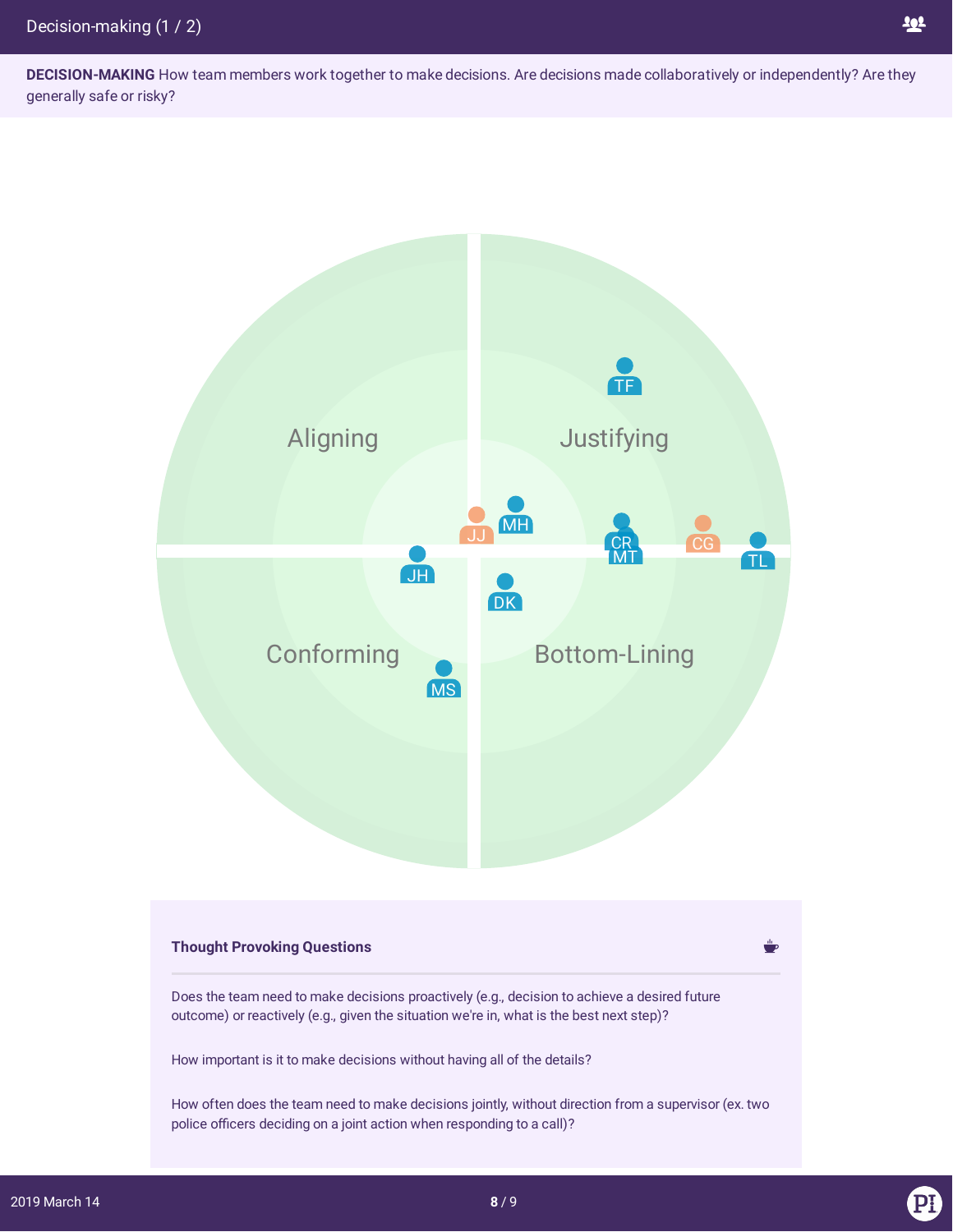# Decision-making (1 / 2)

**DECISION-MAKING** How team members work together to make decisions. Are decisions made collaboratively or independently? Are they generally safe or risky?

Aligning

Justifying

Conforming

Bottom-Lining

TF

JJ

MH

JH

CR

MT

CG

TL

DK

MS

### Thought Provoking Questions

Does the team need to make decisions proactively (e.g., decision to achieve a desired future outcome) or reactively (e.g., given the situation we're in, what is the best next step)?

How important is it to make decisions without having all of the details?

How often does the team need to make decisions jointly, without direction from a supervisor (ex. two police officers deciding on a joint action when responding to a call)?

2019 March 14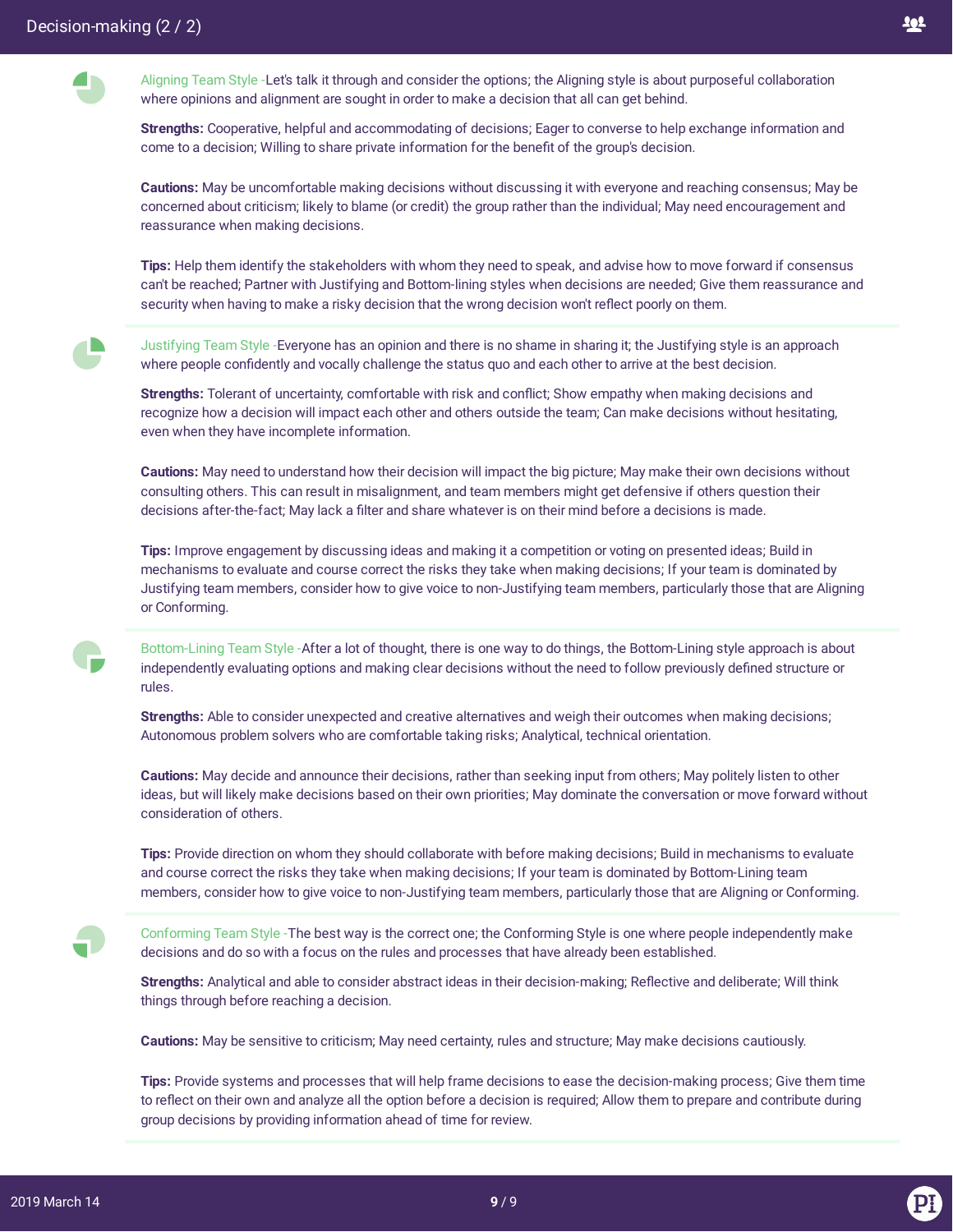# Decision-making (2 / 2)

Aligning Team Style - Let's talk it through and consider the options; the Aligning style is about purposeful collaboration where opinions and alignment are sought in order to make a decision that all can get behind.

**Strengths:** Cooperative, helpful and accommodating of decisions; Eager to converse to help exchange information and come to a decision; Willing to share private information for the benefit of the group's decision.

**Cautions:** May be uncomfortable making decisions without discussing it with everyone and reaching consensus; May be concerned about criticism; likely to blame (or credit) the group rather than the individual; May need encouragement and reassurance when making decisions.

**Tips:** Help them identify the stakeholders with whom they need to speak, and advise how to move forward if consensus can't be reached; Partner with Justifying and Bottom-lining styles when decisions are needed; Give them reassurance and security when having to make a risky decision that the wrong decision won't reflect poorly on them.

Justifying Team Style - Everyone has an opinion and there is no shame in sharing it; the Justifying style is an approach where people confidently and vocally challenge the status quo and each other to arrive at the best decision.

**Strengths:** Tolerant of uncertainty, comfortable with risk and conflict; Show empathy when making decisions and recognize how a decision will impact each other and others outside the team; Can make decisions without hesitating, even when they have incomplete information.

**Cautions:** May need to understand how their decision will impact the big picture; May make their own decisions without consulting others. This can result in misalignment, and team members might get defensive if others question their decisions after-the-fact; May lack a filter and share whatever is on their mind before a decisions is made.

**Tips:** Improve engagement by discussing ideas and making it a competition or voting on presented ideas; Build in mechanisms to evaluate and course correct the risks they take when making decisions; If your team is dominated by Justifying team members, consider how to give voice to non-Justifying team members, particularly those that are Aligning or Conforming.

Bottom-Lining Team Style - After a lot of thought, there is one way to do things, the Bottom-Lining style approach is about independently evaluating options and making clear decisions without the need to follow previously defined structure or rules.

**Strengths:** Able to consider unexpected and creative alternatives and weigh their outcomes when making decisions; Autonomous problem solvers who are comfortable taking risks; Analytical, technical orientation.

**Cautions:** May decide and announce their decisions, rather than seeking input from others; May politely listen to other ideas, but will likely make decisions based on their own priorities; May dominate the conversation or move forward without consideration of others.

**Tips:** Provide direction on whom they should collaborate with before making decisions; Build in mechanisms to evaluate and course correct the risks they take when making decisions; If your team is dominated by Bottom-Lining team members, consider how to give voice to non-Justifying team members, particularly those that are Aligning or Conforming.

Conforming Team Style - The best way is the correct one; the Conforming Style is one where people independently make decisions and do so with a focus on the rules and processes that have already been established.

**Strengths:** Analytical and able to consider abstract ideas in their decision-making; Reflective and deliberate; Will think things through before reaching a decision.

**Cautions:** May be sensitive to criticism; May need certainty, rules and structure; May make decisions cautiously.

**Tips:** Provide systems and processes that will help frame decisions to ease the decision-making process; Give them time to reflect on their own and analyze all the option before a decision is required; Allow them to prepare and contribute during group decisions by providing information ahead of time for review.